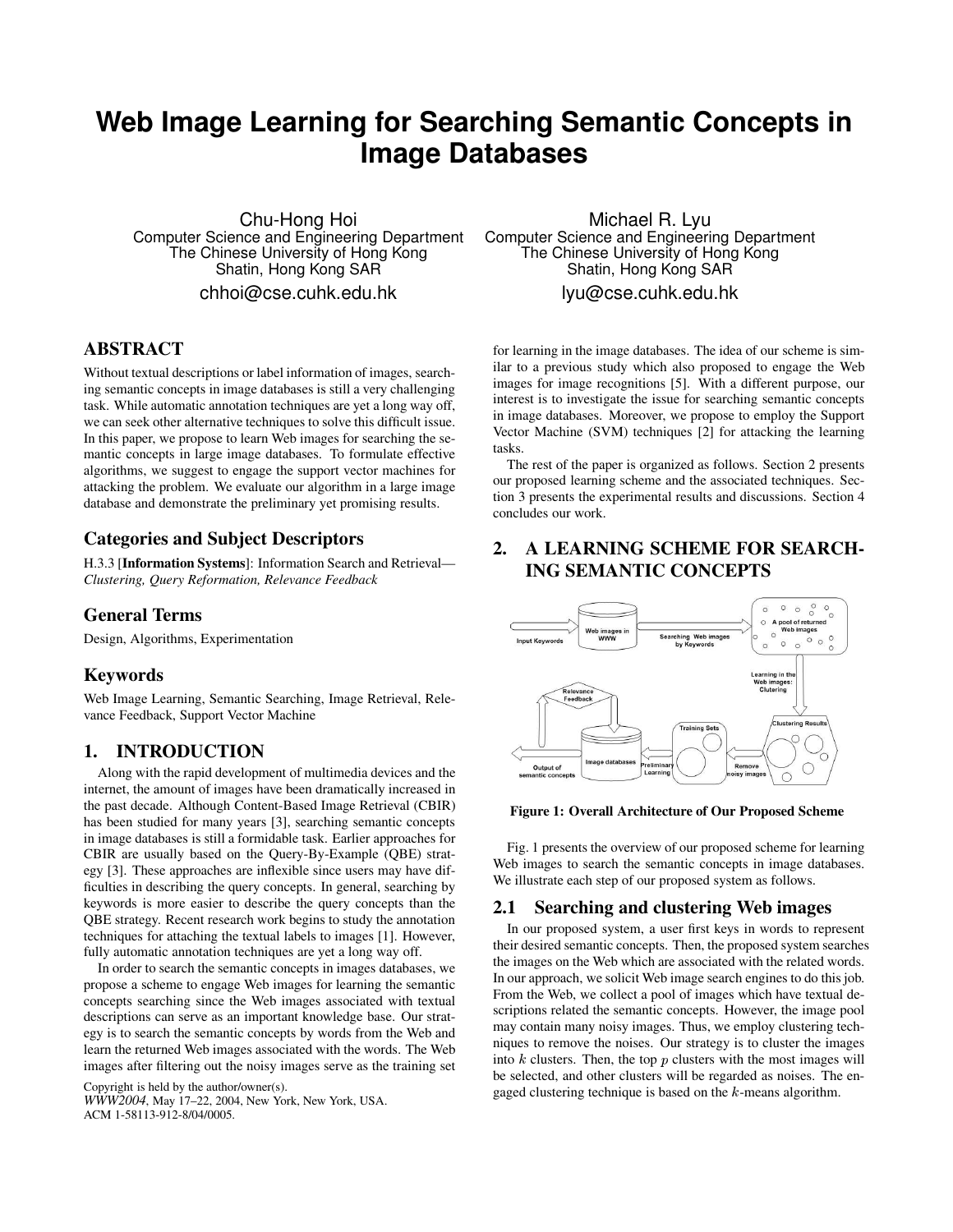# Web Image Learning for Searching Semantic Concepts in Image Databases

Chu-Hong Hoi
Computer Science and Engineering Department
The Chinese University of Hong Kong
Shatin, Hong Kong SAR
chhoi@cse.cuhk.edu.hk

Michael R. Lyu
Computer Science and Engineering Department
The Chinese University of Hong Kong
Shatin, Hong Kong SAR
lyu@cse.cuhk.edu.hk

## ABSTRACT

Without textual descriptions or label information of images, searching semantic concepts in image databases is still a very challenging task. While automatic annotation techniques are yet a long way off, we can seek other alternative techniques to solve this difficult issue. In this paper, we propose to learn Web images for searching the semantic concepts in large image databases. To formulate effective algorithms, we suggest to engage the support vector machines for attacking the problem. We evaluate our algorithm in a large image database and demonstrate the preliminary yet promising results.

## Categories and Subject Descriptors

H.3.3 [**Information Systems**]: Information Search and Retrieval—*Clustering, Query Reformation, Relevance Feedback*

## General Terms

Design, Algorithms, Experimentation

## Keywords

Web Image Learning, Semantic Searching, Image Retrieval, Relevance Feedback, Support Vector Machine

## 1. INTRODUCTION

Along with the rapid development of multimedia devices and the internet, the amount of images have been dramatically increased in the past decade. Although Content-Based Image Retrieval (CBIR) has been studied for many years [3], searching semantic concepts in image databases is still a formidable task. Earlier approaches for CBIR are usually based on the Query-By-Example (QBE) strategy [3]. These approaches are inflexible since users may have difficulties in describing the query concepts. In general, searching by keywords is more easier to describe the query concepts than the QBE strategy. Recent research work begins to study the annotation techniques for attaching the textual labels to images [1]. However, fully automatic annotation techniques are yet a long way off.

In order to search the semantic concepts in images databases, we propose a scheme to engage Web images for learning the semantic concepts searching since the Web images associated with textual descriptions can serve as an important knowledge base. Our strategy is to search the semantic concepts by words from the Web and learn the returned Web images associated with the words. The Web images after filtering out the noisy images serve as the training set for learning in the image databases. The idea of our scheme is similar to a previous study which also proposed to engage the Web images for image recognitions [5]. With a different purpose, our interest is to investigate the issue for searching semantic concepts in image databases. Moreover, we propose to employ the Support Vector Machine (SVM) techniques [2] for attacking the learning tasks.

The rest of the paper is organized as follows. Section 2 presents our proposed learning scheme and the associated techniques. Section 3 presents the experimental results and discussions. Section 4 concludes our work.

Copyright is held by the author/owner(s).
*WWW2004*, May 17–22, 2004, New York, New York, USA.
ACM 1-58113-912-8/04/0005.

## 2. A LEARNING SCHEME FOR SEARCHING SEMANTIC CONCEPTS

**Figure 1: Overall Architecture of Our Proposed Scheme**

Fig. 1 presents the overview of our proposed scheme for learning Web images to search the semantic concepts in image databases. We illustrate each step of our proposed system as follows.

### 2.1 Searching and clustering Web images

In our proposed system, a user first keys in words to represent their desired semantic concepts. Then, the proposed system searches the images on the Web which are associated with the related words. In our approach, we solicit Web image search engines to do this job. From the Web, we collect a pool of images which have textual descriptions related the semantic concepts. However, the image pool may contain many noisy images. Thus, we employ clustering techniques to remove the noises. Our strategy is to cluster the images into $k$ clusters. Then, the top $p$ clusters with the most images will be selected, and other clusters will be regarded as noises. The engaged clustering technique is based on the $k$-means algorithm.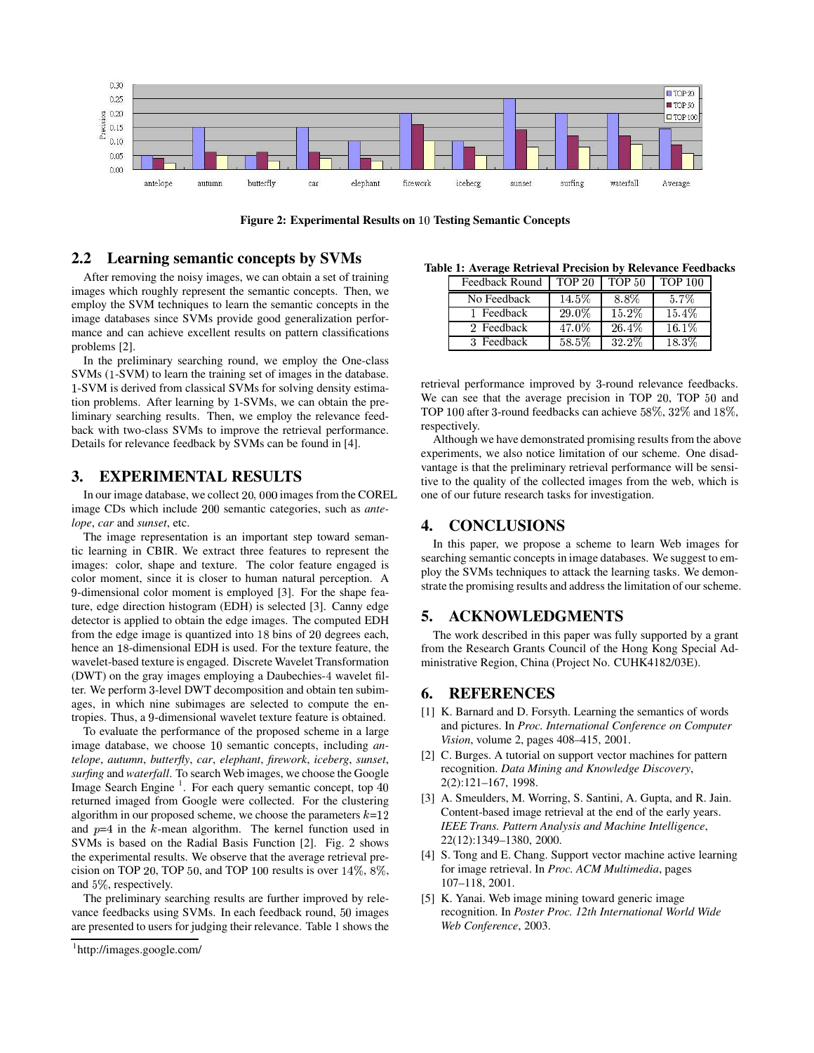0.30
0.25
0.20
0.15
0.10
0.05
0.00

Precision

TOP 20
TOP 50
TOP 100

antelope autumn butterfly car elephant firework iceberg sunset surfing waterfall Average

**Figure 2: Experimental Results on 10 Testing Semantic Concepts**

## 2.2 Learning semantic concepts by SVMs

After removing the noisy images, we can obtain a set of training images which roughly represent the semantic concepts. Then, we employ the SVM techniques to learn the semantic concepts in the image databases since SVMs provide good generalization performance and can achieve excellent results on pattern classifications problems [2].

In the preliminary searching round, we employ the One-class SVMs (1-SVM) to learn the training set of images in the database. 1-SVM is derived from classical SVMs for solving density estimation problems. After learning by 1-SVMs, we can obtain the preliminary searching results. Then, we employ the relevance feedback with two-class SVMs to improve the retrieval performance. Details for relevance feedback by SVMs can be found in [4].

# 3. EXPERIMENTAL RESULTS

In our image database, we collect 20,000 images from the COREL image CDs which include 200 semantic categories, such as *antelope*, *car* and *sunset*, etc.

The image representation is an important step toward semantic learning in CBIR. We extract three features to represent the images: color, shape and texture. The color feature engaged is color moment, since it is closer to human natural perception. A 9-dimensional color moment is employed [3]. For the shape feature, edge direction histogram (EDH) is selected [3]. Canny edge detector is applied to obtain the edge images. The computed EDH from the edge image is quantized into 18 bins of 20 degrees each, hence an 18-dimensional EDH is used. For the texture feature, the wavelet-based texture is engaged. Discrete Wavelet Transformation (DWT) on the gray images employing a Daubechies-4 wavelet filter. We perform 3-level DWT decomposition and obtain ten subimages, in which nine subimages are selected to compute the entropies. Thus, a 9-dimensional wavelet texture feature is obtained.

To evaluate the performance of the proposed scheme in a large image database, we choose 10 semantic concepts, including *antelope*, *autumn*, *butterfly*, *car*, *elephant*, *firework*, *iceberg*, *sunset*, *surfing* and *waterfall*. To search Web images, we choose the Google Image Search Engine [1]. For each query semantic concept, top 40 returned imaged from Google were collected. For the clustering algorithm in our proposed scheme, we choose the parameters $k$=12 and $p$=4 in the $k$-mean algorithm. The kernel function used in SVMs is based on the Radial Basis Function [2]. Fig. 2 shows the experimental results. We observe that the average retrieval precision on TOP 20, TOP 50, and TOP 100 results is over 14%, 8%, and 5%, respectively.

The preliminary searching results are further improved by relevance feedbacks using SVMs. In each feedback round, 50 images are presented to users for judging their relevance. Table 1 shows the retrieval performance improved by 3-round relevance feedbacks. We can see that the average precision in TOP 20, TOP 50 and TOP 100 after 3-round feedbacks can achieve 58%, 32% and 18%, respectively.

**Table 1: Average Retrieval Precision by Relevance Feedbacks**

| Feedback Round | TOP 20 | TOP 50 | TOP 100 |
|---|---|---|---|
| No Feedback | 14.5% | 8.8% | 5.7% |
| 1 Feedback | 29.0% | 15.2% | 15.4% |
| 2 Feedback | 47.0% | 26.4% | 16.1% |
| 3 Feedback | 58.5% | 32.2% | 18.3% |

Although we have demonstrated promising results from the above experiments, we also notice limitation of our scheme. One disadvantage is that the preliminary retrieval performance will be sensitive to the quality of the collected images from the web, which is one of our future research tasks for investigation.

# 4. CONCLUSIONS

In this paper, we propose a scheme to learn Web images for searching semantic concepts in image databases. We suggest to employ the SVMs techniques to attack the learning tasks. We demonstrate the promising results and address the limitation of our scheme.

# 5. ACKNOWLEDGMENTS

The work described in this paper was fully supported by a grant from the Research Grants Council of the Hong Kong Special Administrative Region, China (Project No. CUHK4182/03E).

# 6. REFERENCES

[1] K. Barnard and D. Forsyth. Learning the semantics of words and pictures. In *Proc. International Conference on Computer Vision*, volume 2, pages 408–415, 2001.

[2] C. Burges. A tutorial on support vector machines for pattern recognition. *Data Mining and Knowledge Discovery*, 2(2):121–167, 1998.

[3] A. Smeulders, M. Worring, S. Santini, A. Gupta, and R. Jain. Content-based image retrieval at the end of the early years. *IEEE Trans. Pattern Analysis and Machine Intelligence*, 22(12):1349–1380, 2000.

[4] S. Tong and E. Chang. Support vector machine active learning for image retrieval. In *Proc. ACM Multimedia*, pages 107–118, 2001.

[5] K. Yanai. Web image mining toward generic image recognition. In *Poster Proc. 12th International World Wide Web Conference*, 2003.

[1] http://images.google.com/